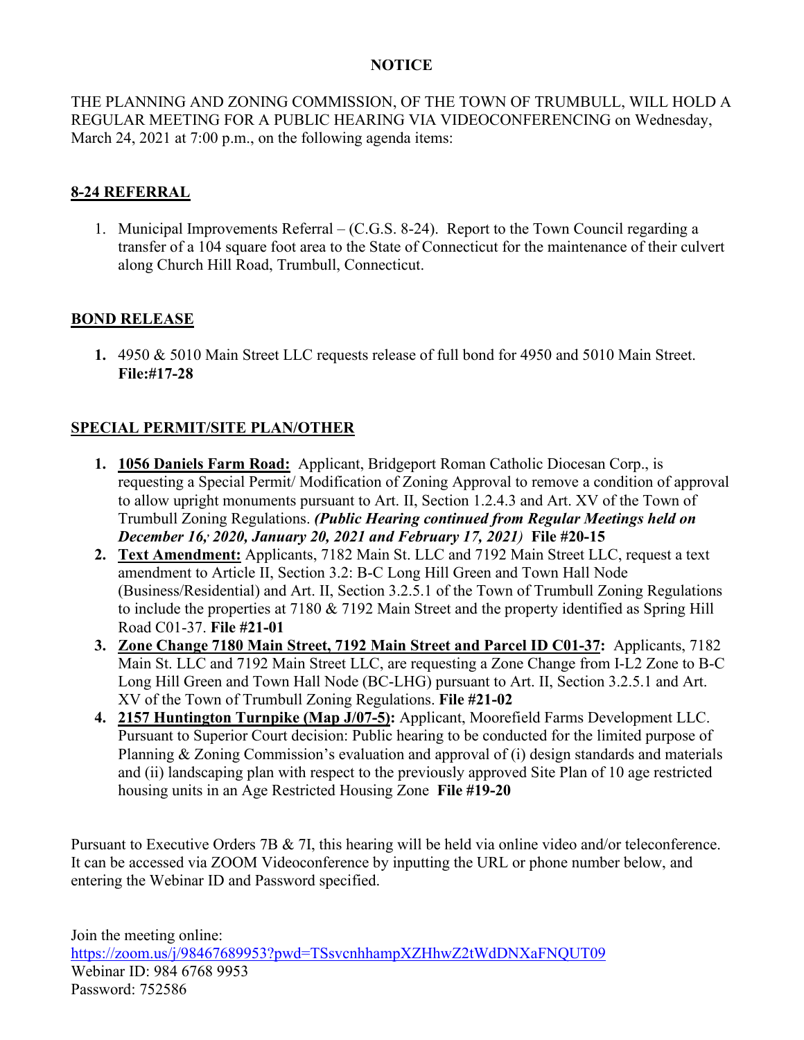**NOTICE**

THE PLANNING AND ZONING COMMISSION, OF THE TOWN OF TRUMBULL, WILL HOLD A REGULAR MEETING FOR A PUBLIC HEARING VIA VIDEOCONFERENCING on Wednesday, March 24, 2021 at 7:00 p.m., on the following agenda items:

## 8-24 REFERRAL

1. Municipal Improvements Referral – (C.G.S. 8-24). Report to the Town Council regarding a transfer of a 104 square foot area to the State of Connecticut for the maintenance of their culvert along Church Hill Road, Trumbull, Connecticut.

## BOND RELEASE

1. 4950 & 5010 Main Street LLC requests release of full bond for 4950 and 5010 Main Street. **File:#17-28**

## SPECIAL PERMIT/SITE PLAN/OTHER

1. **1056 Daniels Farm Road:** Applicant, Bridgeport Roman Catholic Diocesan Corp., is requesting a Special Permit/ Modification of Zoning Approval to remove a condition of approval to allow upright monuments pursuant to Art. II, Section 1.2.4.3 and Art. XV of the Town of Trumbull Zoning Regulations. ***(Public Hearing continued from Regular Meetings held on December 16, 2020, January 20, 2021 and February 17, 2021)*** **File #20-15**
2. **Text Amendment:** Applicants, 7182 Main St. LLC and 7192 Main Street LLC, request a text amendment to Article II, Section 3.2: B-C Long Hill Green and Town Hall Node (Business/Residential) and Art. II, Section 3.2.5.1 of the Town of Trumbull Zoning Regulations to include the properties at 7180 & 7192 Main Street and the property identified as Spring Hill Road C01-37. **File #21-01**
3. **Zone Change 7180 Main Street, 7192 Main Street and Parcel ID C01-37:** Applicants, 7182 Main St. LLC and 7192 Main Street LLC, are requesting a Zone Change from I-L2 Zone to B-C Long Hill Green and Town Hall Node (BC-LHG) pursuant to Art. II, Section 3.2.5.1 and Art. XV of the Town of Trumbull Zoning Regulations. **File #21-02**
4. **2157 Huntington Turnpike (Map J/07-5):** Applicant, Moorefield Farms Development LLC. Pursuant to Superior Court decision: Public hearing to be conducted for the limited purpose of Planning & Zoning Commission's evaluation and approval of (i) design standards and materials and (ii) landscaping plan with respect to the previously approved Site Plan of 10 age restricted housing units in an Age Restricted Housing Zone **File #19-20**

Pursuant to Executive Orders 7B & 7I, this hearing will be held via online video and/or teleconference. It can be accessed via ZOOM Videoconference by inputting the URL or phone number below, and entering the Webinar ID and Password specified.

Join the meeting online:
https://zoom.us/j/98467689953?pwd=TSsvcnhhampXZHhwZ2tWdDNXaFNQUT09
Webinar ID: 984 6768 9953
Password: 752586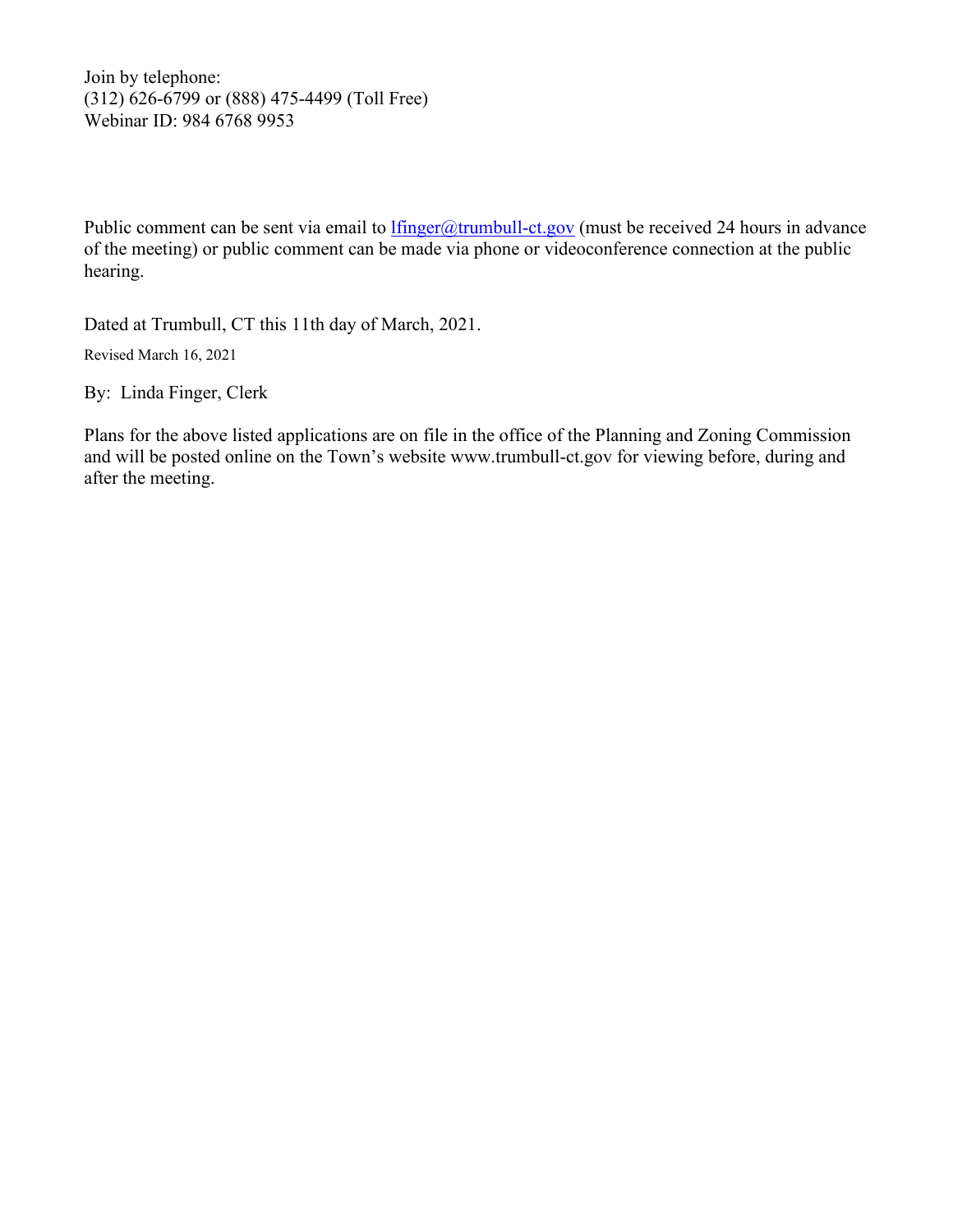Join by telephone:
(312) 626-6799 or (888) 475-4499 (Toll Free)
Webinar ID: 984 6768 9953

Public comment can be sent via email to lfinger@trumbull-ct.gov (must be received 24 hours in advance of the meeting) or public comment can be made via phone or videoconference connection at the public hearing.

Dated at Trumbull, CT this 11th day of March, 2021.

Revised March 16, 2021

By: Linda Finger, Clerk

Plans for the above listed applications are on file in the office of the Planning and Zoning Commission and will be posted online on the Town's website www.trumbull-ct.gov for viewing before, during and after the meeting.